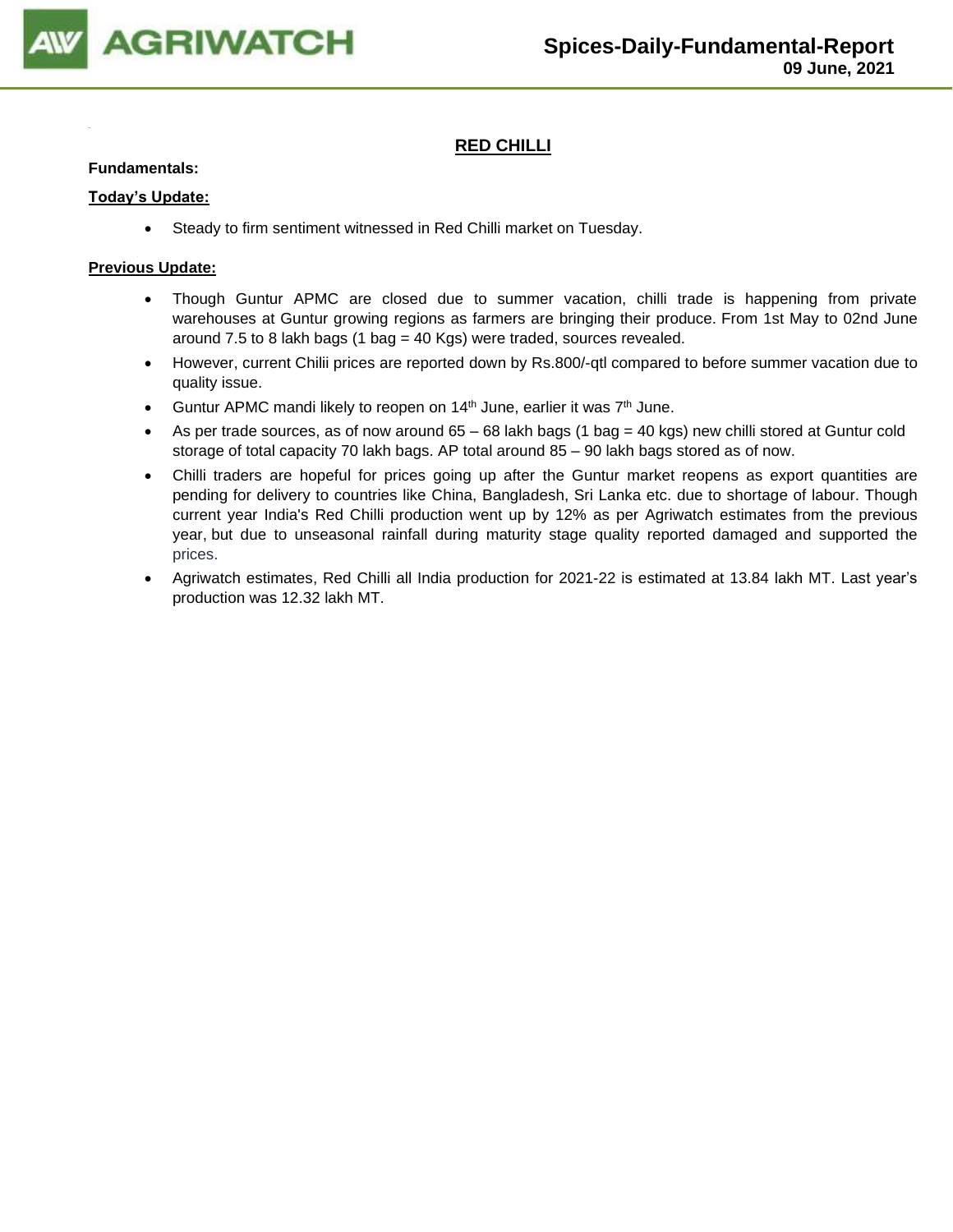# Spices-Daily-Fundamental-Report

**09 June, 2021**

## RED CHILLI

**Fundamentals:**

**Today's Update:**

- Steady to firm sentiment witnessed in Red Chilli market on Tuesday.

**Previous Update:**

- Though Guntur APMC are closed due to summer vacation, chilli trade is happening from private warehouses at Guntur growing regions as farmers are bringing their produce. From 1st May to 02nd June around 7.5 to 8 lakh bags (1 bag = 40 Kgs) were traded, sources revealed.
- However, current Chilii prices are reported down by Rs.800/-qtl compared to before summer vacation due to quality issue.
- Guntur APMC mandi likely to reopen on 14th June, earlier it was 7th June.
- As per trade sources, as of now around 65 – 68 lakh bags (1 bag = 40 kgs) new chilli stored at Guntur cold storage of total capacity 70 lakh bags. AP total around 85 – 90 lakh bags stored as of now.
- Chilli traders are hopeful for prices going up after the Guntur market reopens as export quantities are pending for delivery to countries like China, Bangladesh, Sri Lanka etc. due to shortage of labour. Though current year India's Red Chilli production went up by 12% as per Agriwatch estimates from the previous year, but due to unseasonal rainfall during maturity stage quality reported damaged and supported the prices.
- Agriwatch estimates, Red Chilli all India production for 2021-22 is estimated at 13.84 lakh MT. Last year's production was 12.32 lakh MT.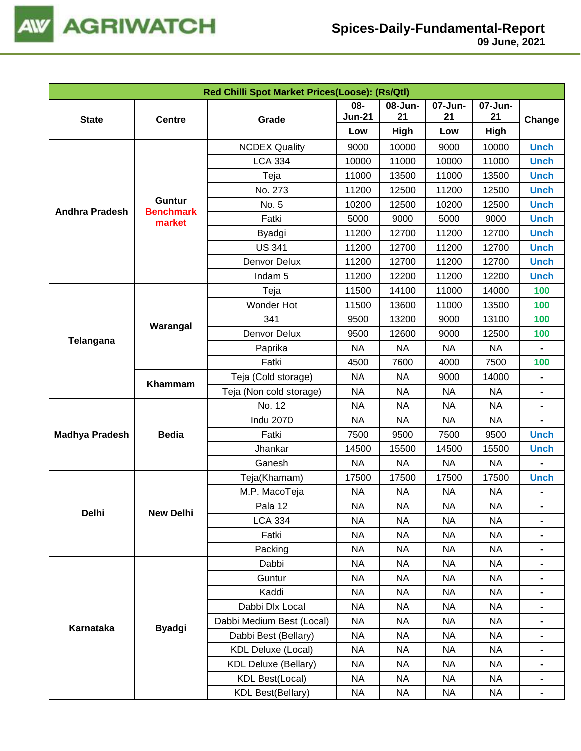| Red Chilli Spot Market Prices(Loose): (Rs/Qtl) | | | | | | | |
|---|---|---|---|---|---|---|---|
| State | Centre | Grade | 08-Jun-21 | 08-Jun-21 | 07-Jun-21 | 07-Jun-21 | Change |
| | | | Low | High | Low | High | |
| Andhra Pradesh | Guntur Benchmark market | NCDEX Quality | 9000 | 10000 | 9000 | 10000 | Unch |
| | | LCA 334 | 10000 | 11000 | 10000 | 11000 | Unch |
| | | Teja | 11000 | 13500 | 11000 | 13500 | Unch |
| | | No. 273 | 11200 | 12500 | 11200 | 12500 | Unch |
| | | No. 5 | 10200 | 12500 | 10200 | 12500 | Unch |
| | | Fatki | 5000 | 9000 | 5000 | 9000 | Unch |
| | | Byadgi | 11200 | 12700 | 11200 | 12700 | Unch |
| | | US 341 | 11200 | 12700 | 11200 | 12700 | Unch |
| | | Denvor Delux | 11200 | 12700 | 11200 | 12700 | Unch |
| | | Indam 5 | 11200 | 12200 | 11200 | 12200 | Unch |
| Telangana | Warangal | Teja | 11500 | 14100 | 11000 | 14000 | 100 |
| | | Wonder Hot | 11500 | 13600 | 11000 | 13500 | 100 |
| | | 341 | 9500 | 13200 | 9000 | 13100 | 100 |
| | | Denvor Delux | 9500 | 12600 | 9000 | 12500 | 100 |
| | | Paprika | NA | NA | NA | NA | - |
| | | Fatki | 4500 | 7600 | 4000 | 7500 | 100 |
| | Khammam | Teja (Cold storage) | NA | NA | 9000 | 14000 | - |
| | | Teja (Non cold storage) | NA | NA | NA | NA | - |
| Madhya Pradesh | Bedia | No. 12 | NA | NA | NA | NA | - |
| | | Indu 2070 | NA | NA | NA | NA | - |
| | | Fatki | 7500 | 9500 | 7500 | 9500 | Unch |
| | | Jhankar | 14500 | 15500 | 14500 | 15500 | Unch |
| | | Ganesh | NA | NA | NA | NA | - |
| Delhi | New Delhi | Teja(Khamam) | 17500 | 17500 | 17500 | 17500 | Unch |
| | | M.P. MacoTeja | NA | NA | NA | NA | - |
| | | Pala 12 | NA | NA | NA | NA | - |
| | | LCA 334 | NA | NA | NA | NA | - |
| | | Fatki | NA | NA | NA | NA | - |
| | | Packing | NA | NA | NA | NA | - |
| Karnataka | Byadgi | Dabbi | NA | NA | NA | NA | - |
| | | Guntur | NA | NA | NA | NA | - |
| | | Kaddi | NA | NA | NA | NA | - |
| | | Dabbi Dlx Local | NA | NA | NA | NA | - |
| | | Dabbi Medium Best (Local) | NA | NA | NA | NA | - |
| | | Dabbi Best (Bellary) | NA | NA | NA | NA | - |
| | | KDL Deluxe (Local) | NA | NA | NA | NA | - |
| | | KDL Deluxe (Bellary) | NA | NA | NA | NA | - |
| | | KDL Best(Local) | NA | NA | NA | NA | - |
| | | KDL Best(Bellary) | NA | NA | NA | NA | - |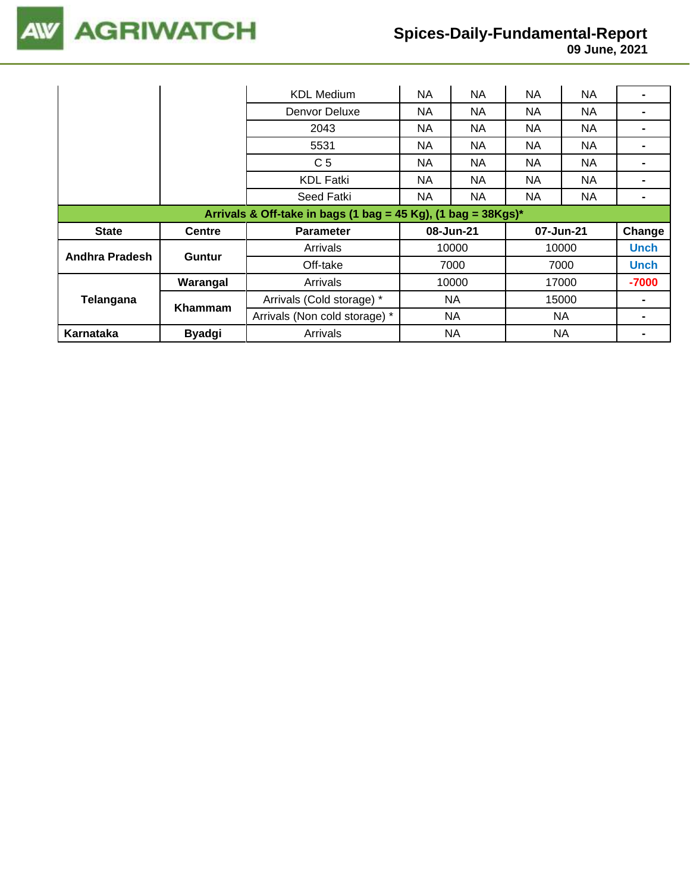| | | KDL Medium | NA | NA | NA | NA | - |
|---|---|---|---|---|---|---|---|
| | | Denvor Deluxe | NA | NA | NA | NA | - |
| | | 2043 | NA | NA | NA | NA | - |
| | | 5531 | NA | NA | NA | NA | - |
| | | C 5 | NA | NA | NA | NA | - |
| | | KDL Fatki | NA | NA | NA | NA | - |
| | | Seed Fatki | NA | NA | NA | NA | - |

**Arrivals & Off-take in bags (1 bag = 45 Kg), (1 bag = 38Kgs)***

| State | Centre | Parameter | 08-Jun-21 | 07-Jun-21 | Change |
|---|---|---|---|---|---|
| **Andhra Pradesh** | **Guntur** | Arrivals | 10000 | 10000 | Unch |
| | | Off-take | 7000 | 7000 | Unch |
| **Telangana** | **Warangal** | Arrivals | 10000 | 17000 | -7000 |
| | **Khammam** | Arrivals (Cold storage) * | NA | 15000 | - |
| | | Arrivals (Non cold storage) * | NA | NA | - |
| **Karnataka** | **Byadgi** | Arrivals | NA | NA | - |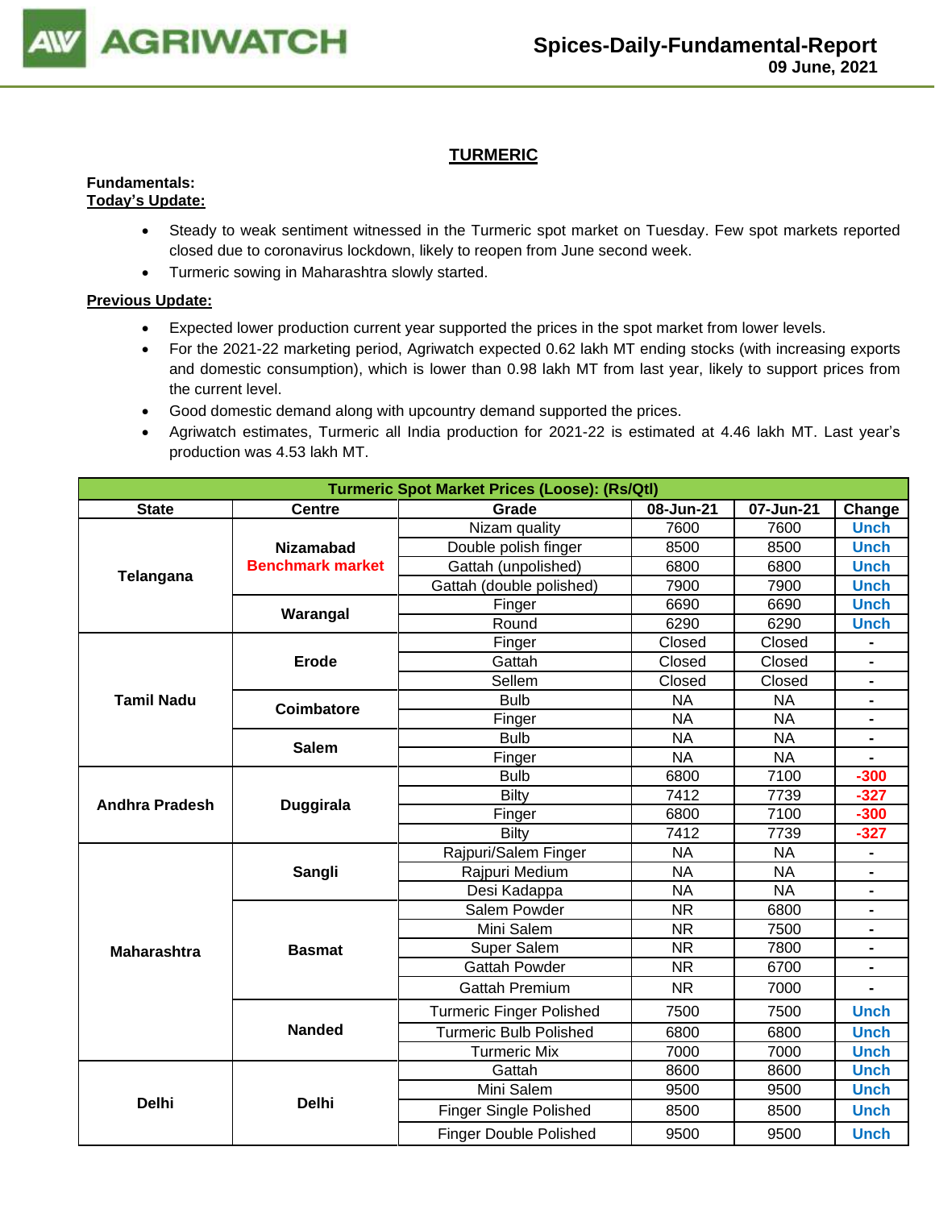# TURMERIC

**Fundamentals:**

**Today's Update:**

- Steady to weak sentiment witnessed in the Turmeric spot market on Tuesday. Few spot markets reported closed due to coronavirus lockdown, likely to reopen from June second week.
- Turmeric sowing in Maharashtra slowly started.

**Previous Update:**

- Expected lower production current year supported the prices in the spot market from lower levels.
- For the 2021-22 marketing period, Agriwatch expected 0.62 lakh MT ending stocks (with increasing exports and domestic consumption), which is lower than 0.98 lakh MT from last year, likely to support prices from the current level.
- Good domestic demand along with upcountry demand supported the prices.
- Agriwatch estimates, Turmeric all India production for 2021-22 is estimated at 4.46 lakh MT. Last year's production was 4.53 lakh MT.

| Turmeric Spot Market Prices (Loose): (Rs/Qtl) | | | | | |
|---|---|---|---|---|---|
| State | Centre | Grade | 08-Jun-21 | 07-Jun-21 | Change |
| Telangana | Nizamabad Benchmark market | Nizam quality | 7600 | 7600 | Unch |
| | | Double polish finger | 8500 | 8500 | Unch |
| | | Gattah (unpolished) | 6800 | 6800 | Unch |
| | | Gattah (double polished) | 7900 | 7900 | Unch |
| | Warangal | Finger | 6690 | 6690 | Unch |
| | | Round | 6290 | 6290 | Unch |
| Tamil Nadu | Erode | Finger | Closed | Closed | - |
| | | Gattah | Closed | Closed | - |
| | | Sellem | Closed | Closed | - |
| | Coimbatore | Bulb | NA | NA | - |
| | | Finger | NA | NA | - |
| | Salem | Bulb | NA | NA | - |
| | | Finger | NA | NA | - |
| Andhra Pradesh | Duggirala | Bulb | 6800 | 7100 | -300 |
| | | Bilty | 7412 | 7739 | -327 |
| | | Finger | 6800 | 7100 | -300 |
| | | Bilty | 7412 | 7739 | -327 |
| Maharashtra | Sangli | Rajpuri/Salem Finger | NA | NA | - |
| | | Rajpuri Medium | NA | NA | - |
| | | Desi Kadappa | NA | NA | - |
| | Basmat | Salem Powder | NR | 6800 | - |
| | | Mini Salem | NR | 7500 | - |
| | | Super Salem | NR | 7800 | - |
| | | Gattah Powder | NR | 6700 | - |
| | | Gattah Premium | NR | 7000 | - |
| | Nanded | Turmeric Finger Polished | 7500 | 7500 | Unch |
| | | Turmeric Bulb Polished | 6800 | 6800 | Unch |
| | | Turmeric Mix | 7000 | 7000 | Unch |
| Delhi | Delhi | Gattah | 8600 | 8600 | Unch |
| | | Mini Salem | 9500 | 9500 | Unch |
| | | Finger Single Polished | 8500 | 8500 | Unch |
| | | Finger Double Polished | 9500 | 9500 | Unch |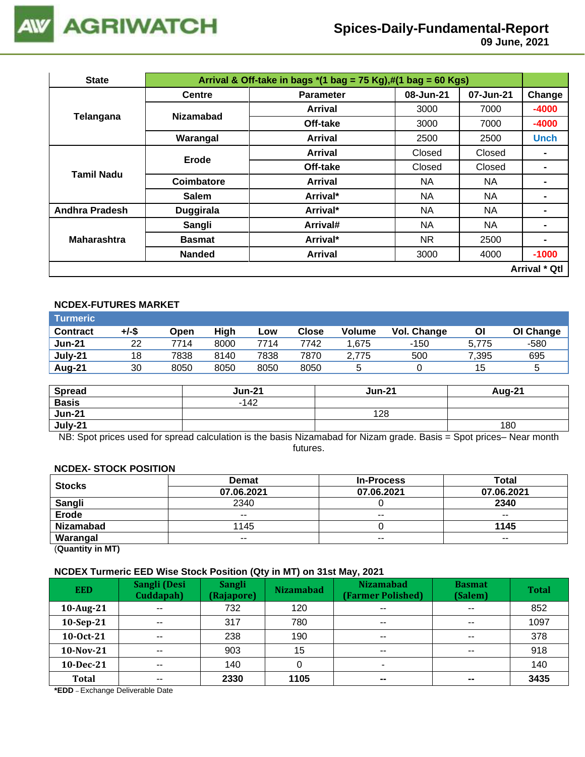# Spices-Daily-Fundamental-Report

09 June, 2021

| State | Arrival & Off-take in bags *(1 bag = 75 Kg),#(1 bag = 60 Kgs) | | | | |
|---|---|---|---|---|---|
| | Centre | Parameter | 08-Jun-21 | 07-Jun-21 | Change |
| Telangana | Nizamabad | Arrival | 3000 | 7000 | -4000 |
| | | Off-take | 3000 | 7000 | -4000 |
| | Warangal | Arrival | 2500 | 2500 | Unch |
| Tamil Nadu | Erode | Arrival | Closed | Closed | - |
| | | Off-take | Closed | Closed | - |
| | Coimbatore | Arrival | NA | NA | - |
| | Salem | Arrival* | NA | NA | - |
| Andhra Pradesh | Duggirala | Arrival* | NA | NA | - |
| Maharashtra | Sangli | Arrival# | NA | NA | - |
| | Basmat | Arrival* | NR | 2500 | - |
| | Nanded | Arrival | 3000 | 4000 | -1000 |
| | | | | | Arrival * Qtl |

### NCDEX-FUTURES MARKET

| Turmeric | | | | | | | | | |
|---|---|---|---|---|---|---|---|---|---|
| Contract | +/-$ | Open | High | Low | Close | Volume | Vol. Change | OI | OI Change |
| Jun-21 | 22 | 7714 | 8000 | 7714 | 7742 | 1,675 | -150 | 5,775 | -580 |
| July-21 | 18 | 7838 | 8140 | 7838 | 7870 | 2,775 | 500 | 7,395 | 695 |
| Aug-21 | 30 | 8050 | 8050 | 8050 | 8050 | 5 | 0 | 15 | 5 |

| Spread | Jun-21 | Jun-21 | Aug-21 |
|---|---|---|---|
| Basis | -142 | | |
| Jun-21 | | 128 | |
| July-21 | | | 180 |

NB: Spot prices used for spread calculation is the basis Nizamabad for Nizam grade. Basis = Spot prices– Near month futures.

### NCDEX- STOCK POSITION

| Stocks | Demat | In-Process | Total |
|---|---|---|---|
| | 07.06.2021 | 07.06.2021 | 07.06.2021 |
| Sangli | 2340 | 0 | **2340** |
| Erode | -- | -- | -- |
| Nizamabad | 1145 | 0 | **1145** |
| Warangal | -- | -- | -- |

(**Quantity in MT**)

### NCDEX Turmeric EED Wise Stock Position (Qty in MT) on 31st May, 2021

| EED | Sangli (Desi Cuddapah) | Sangli (Rajapore) | Nizamabad | Nizamabad (Farmer Polished) | Basmat (Salem) | Total |
|---|---|---|---|---|---|---|
| 10-Aug-21 | -- | 732 | 120 | -- | -- | 852 |
| 10-Sep-21 | -- | 317 | 780 | -- | -- | 1097 |
| 10-Oct-21 | -- | 238 | 190 | -- | -- | 378 |
| 10-Nov-21 | -- | 903 | 15 | -- | -- | 918 |
| 10-Dec-21 | -- | 140 | 0 | - | | 140 |
| **Total** | -- | **2330** | **1105** | **--** | **--** | **3435** |

***EDD** – Exchange Deliverable Date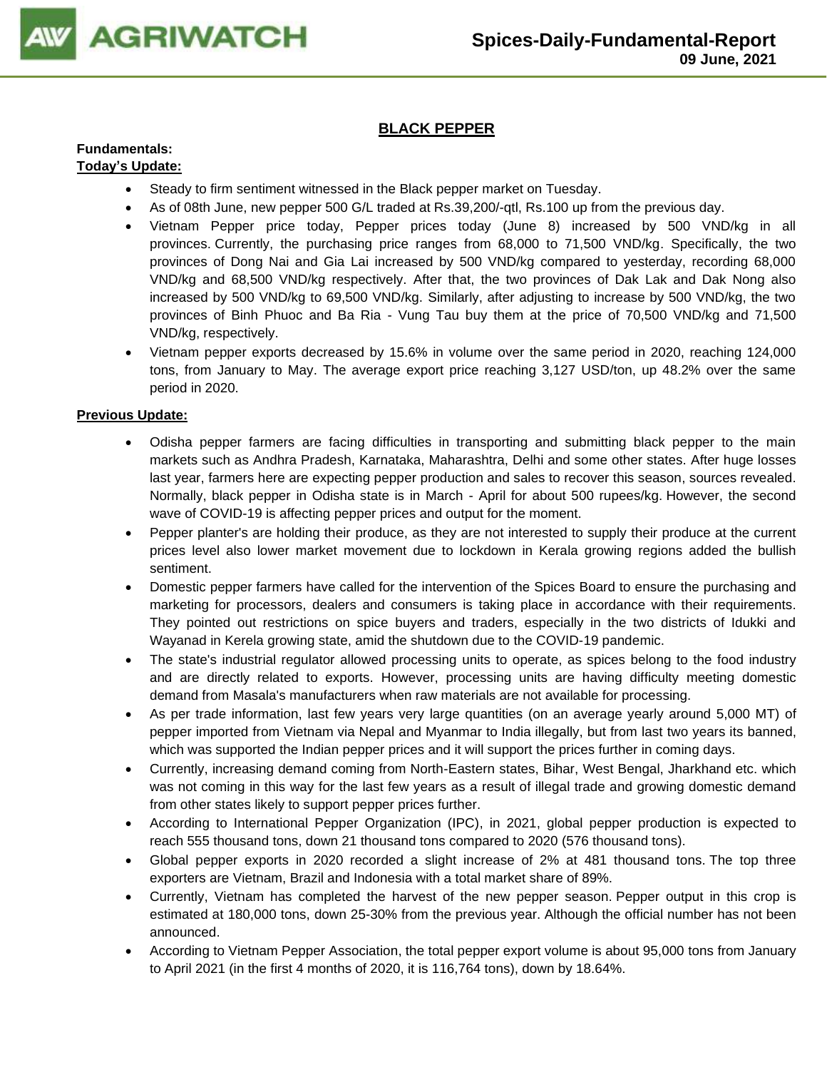## BLACK PEPPER

**Fundamentals:**

**Today's Update:**

- Steady to firm sentiment witnessed in the Black pepper market on Tuesday.
- As of 08th June, new pepper 500 G/L traded at Rs.39,200/-qtl, Rs.100 up from the previous day.
- Vietnam Pepper price today, Pepper prices today (June 8) increased by 500 VND/kg in all provinces. Currently, the purchasing price ranges from 68,000 to 71,500 VND/kg. Specifically, the two provinces of Dong Nai and Gia Lai increased by 500 VND/kg compared to yesterday, recording 68,000 VND/kg and 68,500 VND/kg respectively. After that, the two provinces of Dak Lak and Dak Nong also increased by 500 VND/kg to 69,500 VND/kg. Similarly, after adjusting to increase by 500 VND/kg, the two provinces of Binh Phuoc and Ba Ria - Vung Tau buy them at the price of 70,500 VND/kg and 71,500 VND/kg, respectively.
- Vietnam pepper exports decreased by 15.6% in volume over the same period in 2020, reaching 124,000 tons, from January to May. The average export price reaching 3,127 USD/ton, up 48.2% over the same period in 2020.

**Previous Update:**

- Odisha pepper farmers are facing difficulties in transporting and submitting black pepper to the main markets such as Andhra Pradesh, Karnataka, Maharashtra, Delhi and some other states. After huge losses last year, farmers here are expecting pepper production and sales to recover this season, sources revealed. Normally, black pepper in Odisha state is in March - April for about 500 rupees/kg. However, the second wave of COVID-19 is affecting pepper prices and output for the moment.
- Pepper planter's are holding their produce, as they are not interested to supply their produce at the current prices level also lower market movement due to lockdown in Kerala growing regions added the bullish sentiment.
- Domestic pepper farmers have called for the intervention of the Spices Board to ensure the purchasing and marketing for processors, dealers and consumers is taking place in accordance with their requirements. They pointed out restrictions on spice buyers and traders, especially in the two districts of Idukki and Wayanad in Kerela growing state, amid the shutdown due to the COVID-19 pandemic.
- The state's industrial regulator allowed processing units to operate, as spices belong to the food industry and are directly related to exports. However, processing units are having difficulty meeting domestic demand from Masala's manufacturers when raw materials are not available for processing.
- As per trade information, last few years very large quantities (on an average yearly around 5,000 MT) of pepper imported from Vietnam via Nepal and Myanmar to India illegally, but from last two years its banned, which was supported the Indian pepper prices and it will support the prices further in coming days.
- Currently, increasing demand coming from North-Eastern states, Bihar, West Bengal, Jharkhand etc. which was not coming in this way for the last few years as a result of illegal trade and growing domestic demand from other states likely to support pepper prices further.
- According to International Pepper Organization (IPC), in 2021, global pepper production is expected to reach 555 thousand tons, down 21 thousand tons compared to 2020 (576 thousand tons).
- Global pepper exports in 2020 recorded a slight increase of 2% at 481 thousand tons. The top three exporters are Vietnam, Brazil and Indonesia with a total market share of 89%.
- Currently, Vietnam has completed the harvest of the new pepper season. Pepper output in this crop is estimated at 180,000 tons, down 25-30% from the previous year. Although the official number has not been announced.
- According to Vietnam Pepper Association, the total pepper export volume is about 95,000 tons from January to April 2021 (in the first 4 months of 2020, it is 116,764 tons), down by 18.64%.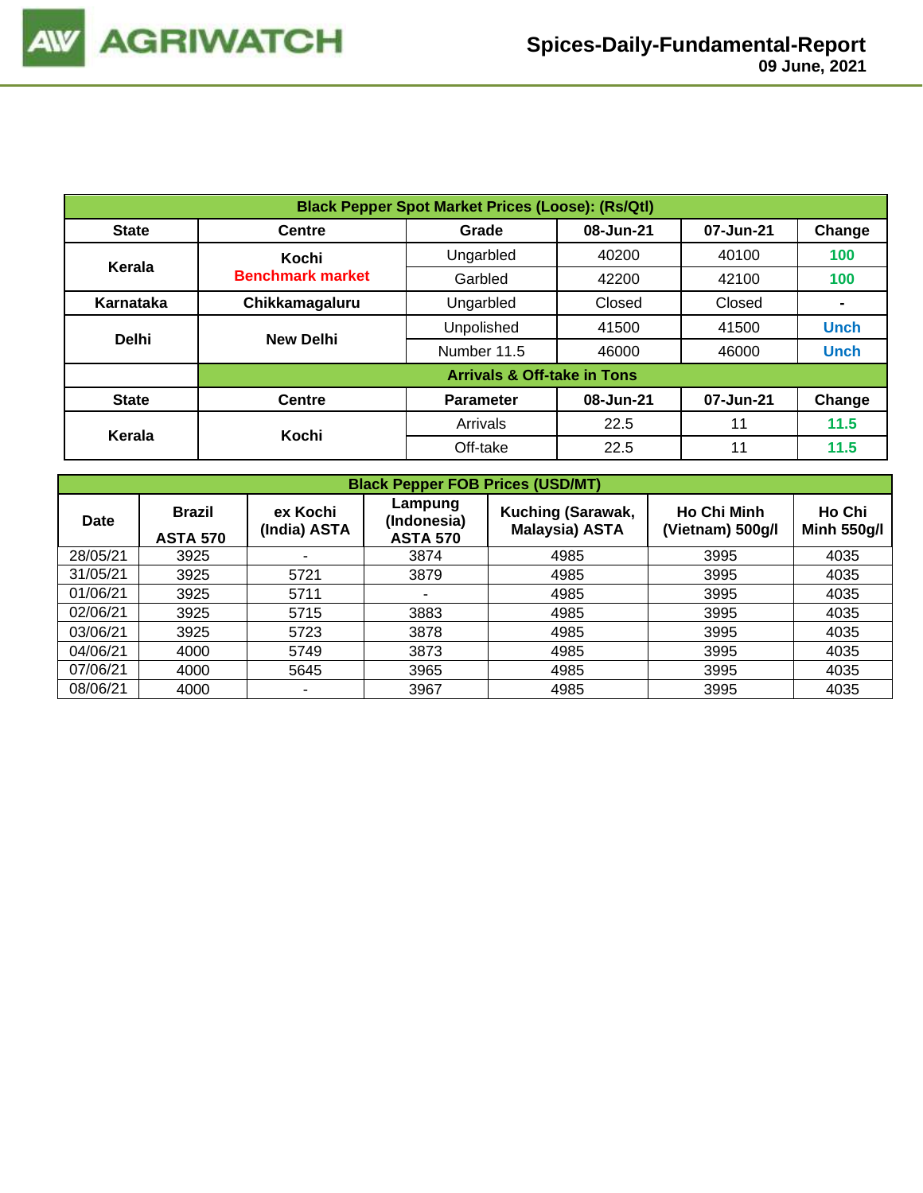| Black Pepper Spot Market Prices (Loose): (Rs/Qtl) | | | | | |
|---|---|---|---|---|---|
| **State** | **Centre** | **Grade** | **08-Jun-21** | **07-Jun-21** | **Change** |
| **Kerala** | **Kochi** **Benchmark market** | Ungarbled | 40200 | 40100 | 100 |
| | | Garbled | 42200 | 42100 | 100 |
| **Karnataka** | **Chikkamagaluru** | Ungarbled | Closed | Closed | - |
| **Delhi** | **New Delhi** | Unpolished | 41500 | 41500 | Unch |
| | | Number 11.5 | 46000 | 46000 | Unch |
| | **Arrivals & Off-take in Tons** | | | | |
| **State** | **Centre** | **Parameter** | **08-Jun-21** | **07-Jun-21** | **Change** |
| **Kerala** | **Kochi** | Arrivals | 22.5 | 11 | 11.5 |
| | | Off-take | 22.5 | 11 | 11.5 |

| Black Pepper FOB Prices (USD/MT) | | | | | | |
|---|---|---|---|---|---|---|
| **Date** | **Brazil ASTA 570** | **ex Kochi (India) ASTA** | **Lampung (Indonesia) ASTA 570** | **Kuching (Sarawak, Malaysia) ASTA** | **Ho Chi Minh (Vietnam) 500g/l** | **Ho Chi Minh 550g/l** |
| 28/05/21 | 3925 | - | 3874 | 4985 | 3995 | 4035 |
| 31/05/21 | 3925 | 5721 | 3879 | 4985 | 3995 | 4035 |
| 01/06/21 | 3925 | 5711 | - | 4985 | 3995 | 4035 |
| 02/06/21 | 3925 | 5715 | 3883 | 4985 | 3995 | 4035 |
| 03/06/21 | 3925 | 5723 | 3878 | 4985 | 3995 | 4035 |
| 04/06/21 | 4000 | 5749 | 3873 | 4985 | 3995 | 4035 |
| 07/06/21 | 4000 | 5645 | 3965 | 4985 | 3995 | 4035 |
| 08/06/21 | 4000 | - | 3967 | 4985 | 3995 | 4035 |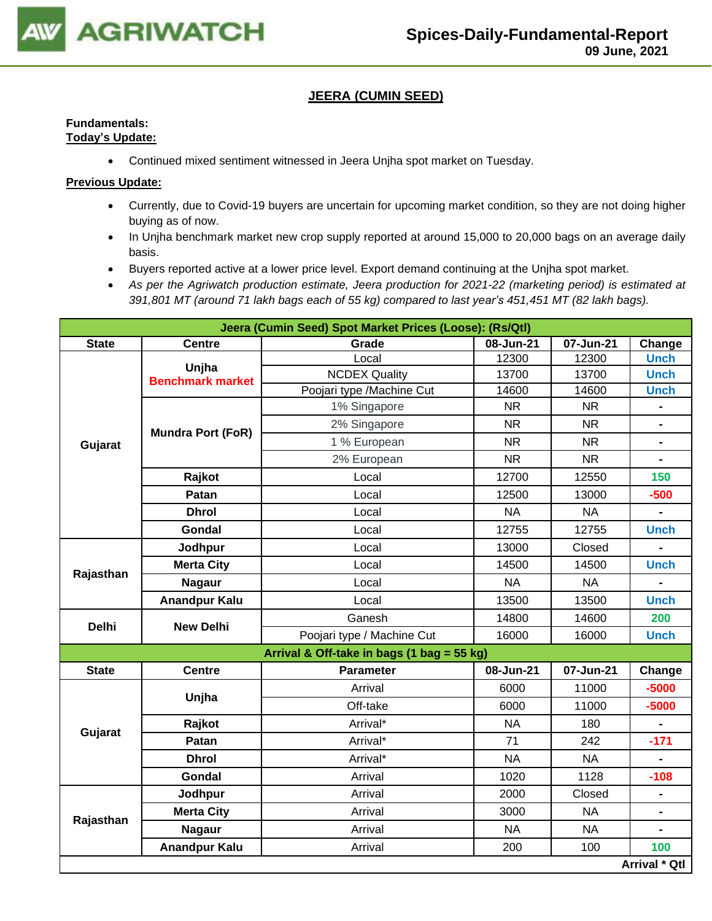# JEERA (CUMIN SEED)

**Fundamentals:**
**Today's Update:**

- Continued mixed sentiment witnessed in Jeera Unjha spot market on Tuesday.

**Previous Update:**

- Currently, due to Covid-19 buyers are uncertain for upcoming market condition, so they are not doing higher buying as of now.
- In Unjha benchmark market new crop supply reported at around 15,000 to 20,000 bags on an average daily basis.
- Buyers reported active at a lower price level. Export demand continuing at the Unjha spot market.
- *As per the Agriwatch production estimate, Jeera production for 2021-22 (marketing period) is estimated at 391,801 MT (around 71 lakh bags each of 55 kg) compared to last year's 451,451 MT (82 lakh bags).*

| Jeera (Cumin Seed) Spot Market Prices (Loose): (Rs/Qtl) | | | | | |
|---|---|---|---|---|---|
| **State** | **Centre** | **Grade** | **08-Jun-21** | **07-Jun-21** | **Change** |
| Gujarat | Unjha Benchmark market | Local | 12300 | 12300 | Unch |
| | | NCDEX Quality | 13700 | 13700 | Unch |
| | | Poojari type /Machine Cut | 14600 | 14600 | Unch |
| | Mundra Port (FoR) | 1% Singapore | NR | NR | - |
| | | 2% Singapore | NR | NR | - |
| | | 1 % European | NR | NR | - |
| | | 2% European | NR | NR | - |
| | Rajkot | Local | 12700 | 12550 | 150 |
| | Patan | Local | 12500 | 13000 | -500 |
| | Dhrol | Local | NA | NA | - |
| | Gondal | Local | 12755 | 12755 | Unch |
| Rajasthan | Jodhpur | Local | 13000 | Closed | - |
| | Merta City | Local | 14500 | 14500 | Unch |
| | Nagaur | Local | NA | NA | - |
| | Anandpur Kalu | Local | 13500 | 13500 | Unch |
| Delhi | New Delhi | Ganesh | 14800 | 14600 | 200 |
| | | Poojari type / Machine Cut | 16000 | 16000 | Unch |
| **Arrival & Off-take in bags (1 bag = 55 kg)** | | | | | |
| **State** | **Centre** | **Parameter** | **08-Jun-21** | **07-Jun-21** | **Change** |
| Gujarat | Unjha | Arrival | 6000 | 11000 | -5000 |
| | | Off-take | 6000 | 11000 | -5000 |
| | Rajkot | Arrival* | NA | 180 | - |
| | Patan | Arrival* | 71 | 242 | -171 |
| | Dhrol | Arrival* | NA | NA | - |
| | Gondal | Arrival | 1020 | 1128 | -108 |
| Rajasthan | Jodhpur | Arrival | 2000 | Closed | - |
| | Merta City | Arrival | 3000 | NA | - |
| | Nagaur | Arrival | NA | NA | - |
| | Anandpur Kalu | Arrival | 200 | 100 | 100 |
| | | | | | **Arrival * Qtl** |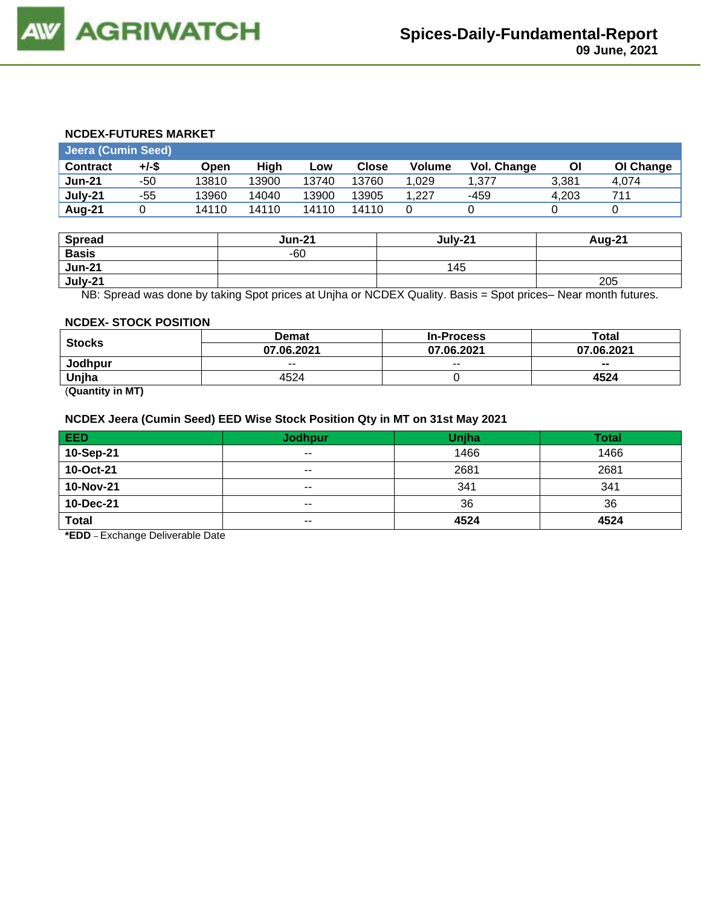## NCDEX-FUTURES MARKET

| Jeera (Cumin Seed) | | | | | | | | | |
|---|---|---|---|---|---|---|---|---|---|
| **Contract** | **+/-$** | **Open** | **High** | **Low** | **Close** | **Volume** | **Vol. Change** | **OI** | **OI Change** |
| **Jun-21** | -50 | 13810 | 13900 | 13740 | 13760 | 1,029 | 1,377 | 3,381 | 4,074 |
| **July-21** | -55 | 13960 | 14040 | 13900 | 13905 | 1,227 | -459 | 4,203 | 711 |
| **Aug-21** | 0 | 14110 | 14110 | 14110 | 14110 | 0 | 0 | 0 | 0 |

| **Spread** | **Jun-21** | **July-21** | **Aug-21** |
|---|---|---|---|
| **Basis** | -60 | | |
| **Jun-21** | | 145 | |
| **July-21** | | | 205 |

NB: Spread was done by taking Spot prices at Unjha or NCDEX Quality. Basis = Spot prices– Near month futures.

## NCDEX- STOCK POSITION

| **Stocks** | **Demat** | **In-Process** | **Total** |
|---|---|---|---|
| | **07.06.2021** | **07.06.2021** | **07.06.2021** |
| **Jodhpur** | -- | -- | **--** |
| **Unjha** | 4524 | 0 | **4524** |

(**Quantity in MT)**

## NCDEX Jeera (Cumin Seed) EED Wise Stock Position Qty in MT on 31st May 2021

| **EED** | **Jodhpur** | **Unjha** | **Total** |
|---|---|---|---|
| **10-Sep-21** | -- | 1466 | 1466 |
| **10-Oct-21** | -- | 2681 | 2681 |
| **10-Nov-21** | -- | 341 | 341 |
| **10-Dec-21** | -- | 36 | 36 |
| **Total** | -- | **4524** | **4524** |

***EDD** – Exchange Deliverable Date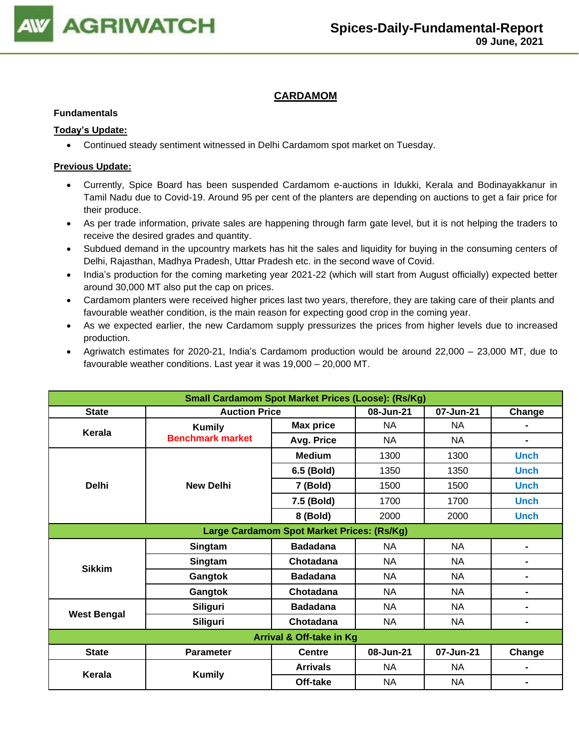## CARDAMOM

**Fundamentals**

**Today's Update:**

- Continued steady sentiment witnessed in Delhi Cardamom spot market on Tuesday.

**Previous Update:**

- Currently, Spice Board has been suspended Cardamom e-auctions in Idukki, Kerala and Bodinayakkanur in Tamil Nadu due to Covid-19. Around 95 per cent of the planters are depending on auctions to get a fair price for their produce.
- As per trade information, private sales are happening through farm gate level, but it is not helping the traders to receive the desired grades and quantity.
- Subdued demand in the upcountry markets has hit the sales and liquidity for buying in the consuming centers of Delhi, Rajasthan, Madhya Pradesh, Uttar Pradesh etc. in the second wave of Covid.
- India's production for the coming marketing year 2021-22 (which will start from August officially) expected better around 30,000 MT also put the cap on prices.
- Cardamom planters were received higher prices last two years, therefore, they are taking care of their plants and favourable weather condition, is the main reason for expecting good crop in the coming year.
- As we expected earlier, the new Cardamom supply pressurizes the prices from higher levels due to increased production.
- Agriwatch estimates for 2020-21, India's Cardamom production would be around 22,000 – 23,000 MT, due to favourable weather conditions. Last year it was 19,000 – 20,000 MT.

| Small Cardamom Spot Market Prices (Loose): (Rs/Kg) | | | | | |
|---|---|---|---|---|---|
| **State** | **Auction Price** | | **08-Jun-21** | **07-Jun-21** | **Change** |
| **Kerala** | **Kumily** Benchmark market | **Max price** | NA | NA | - |
| | | **Avg. Price** | NA | NA | - |
| **Delhi** | **New Delhi** | **Medium** | 1300 | 1300 | Unch |
| | | **6.5 (Bold)** | 1350 | 1350 | Unch |
| | | **7 (Bold)** | 1500 | 1500 | Unch |
| | | **7.5 (Bold)** | 1700 | 1700 | Unch |
| | | **8 (Bold)** | 2000 | 2000 | Unch |
| **Large Cardamom Spot Market Prices: (Rs/Kg)** | | | | | |
| **Sikkim** | **Singtam** | **Badadana** | NA | NA | - |
| | **Singtam** | **Chotadana** | NA | NA | - |
| | **Gangtok** | **Badadana** | NA | NA | - |
| | **Gangtok** | **Chotadana** | NA | NA | - |
| **West Bengal** | **Siliguri** | **Badadana** | NA | NA | - |
| | **Siliguri** | **Chotadana** | NA | NA | - |
| **Arrival & Off-take in Kg** | | | | | |
| **State** | **Parameter** | **Centre** | **08-Jun-21** | **07-Jun-21** | **Change** |
| **Kerala** | **Kumily** | **Arrivals** | NA | NA | - |
| | | **Off-take** | NA | NA | - |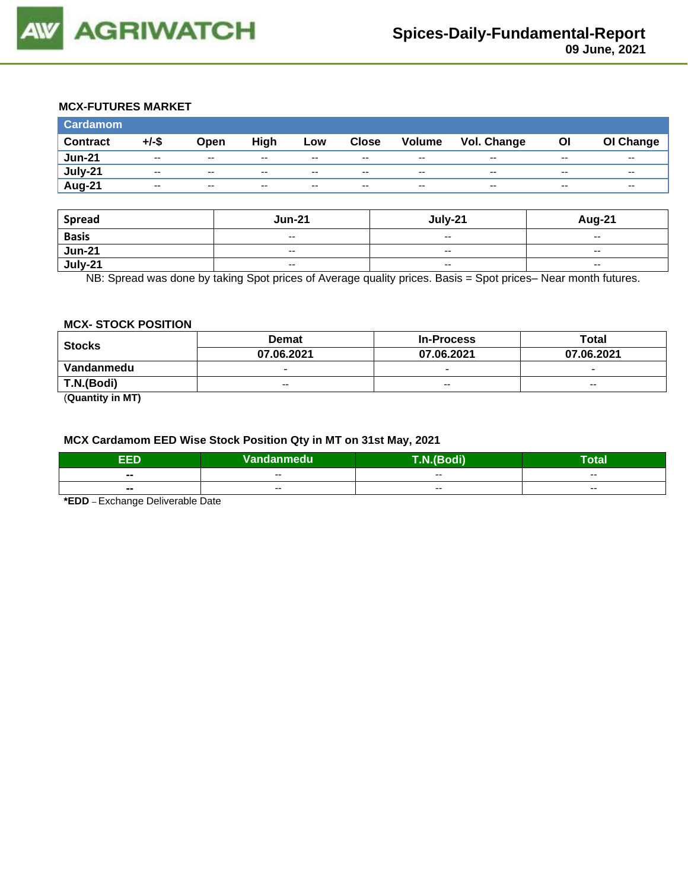## MCX-FUTURES MARKET

| Cardamom | | | | | | | | | |
|---|---|---|---|---|---|---|---|---|---|
| **Contract** | **+/-$** | **Open** | **High** | **Low** | **Close** | **Volume** | **Vol. Change** | **OI** | **OI Change** |
| **Jun-21** | -- | -- | -- | -- | -- | -- | -- | -- | -- |
| **July-21** | -- | -- | -- | -- | -- | -- | -- | -- | -- |
| **Aug-21** | -- | -- | -- | -- | -- | -- | -- | -- | -- |

| Spread | Jun-21 | July-21 | Aug-21 |
|---|---|---|---|
| **Basis** | -- | -- | -- |
| **Jun-21** | -- | -- | -- |
| **July-21** | -- | -- | -- |

NB: Spread was done by taking Spot prices of Average quality prices. Basis = Spot prices– Near month futures.

## MCX- STOCK POSITION

| Stocks | Demat | In-Process | Total |
|---|---|---|---|
| | **07.06.2021** | **07.06.2021** | **07.06.2021** |
| **Vandanmedu** | - | - | - |
| **T.N.(Bodi)** | -- | -- | -- |

(**Quantity in MT)**

## MCX Cardamom EED Wise Stock Position Qty in MT on 31st May, 2021

| EED | Vandanmedu | T.N.(Bodi) | Total |
|---|---|---|---|
| **--** | -- | -- | -- |
| **--** | -- | -- | -- |

***EDD** – Exchange Deliverable Date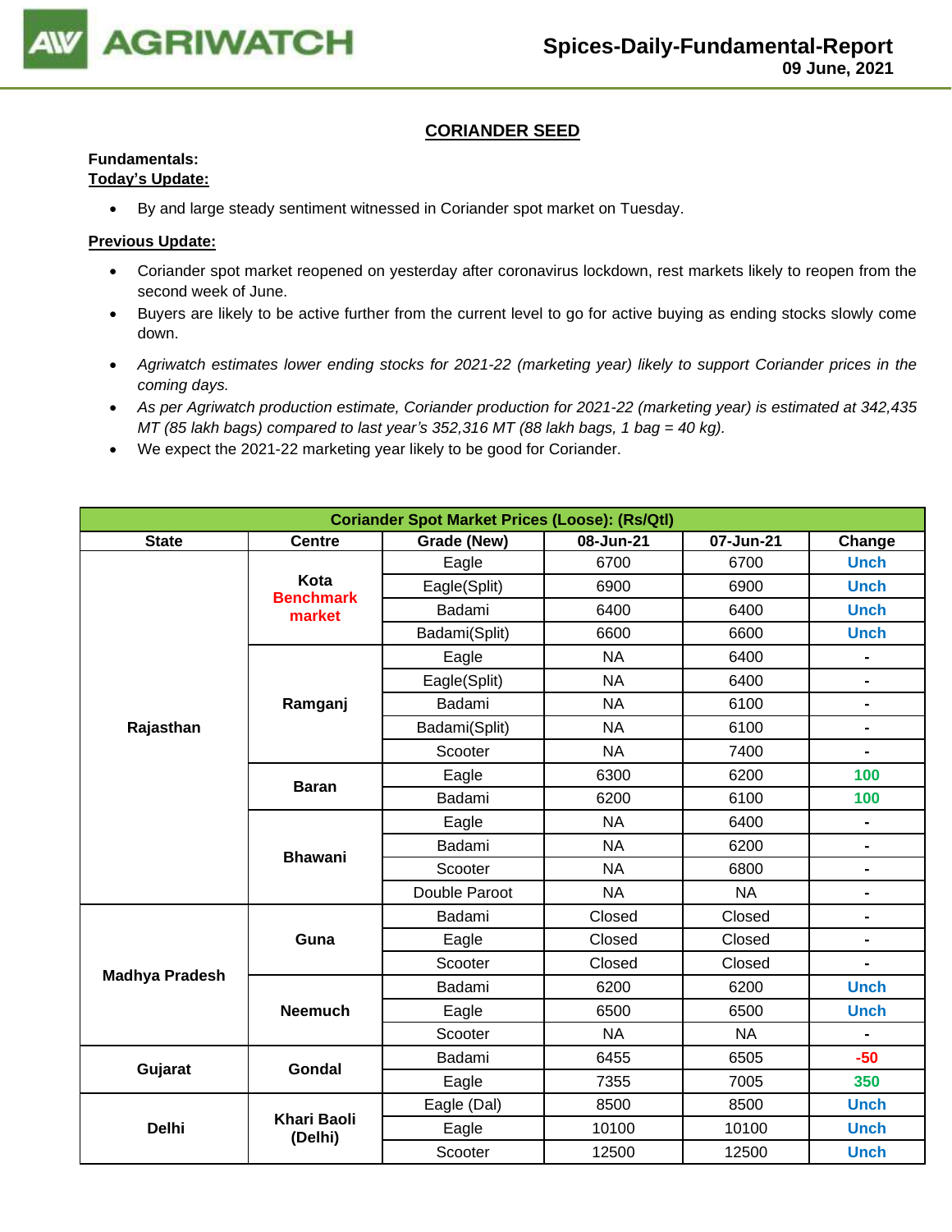## CORIANDER SEED

**Fundamentals:**

**Today's Update:**

- By and large steady sentiment witnessed in Coriander spot market on Tuesday.

**Previous Update:**

- Coriander spot market reopened on yesterday after coronavirus lockdown, rest markets likely to reopen from the second week of June.
- Buyers are likely to be active further from the current level to go for active buying as ending stocks slowly come down.
- *Agriwatch estimates lower ending stocks for 2021-22 (marketing year) likely to support Coriander prices in the coming days.*
- *As per Agriwatch production estimate, Coriander production for 2021-22 (marketing year) is estimated at 342,435 MT (85 lakh bags) compared to last year's 352,316 MT (88 lakh bags, 1 bag = 40 kg).*
- We expect the 2021-22 marketing year likely to be good for Coriander.

| Coriander Spot Market Prices (Loose): (Rs/Qtl) | | | | | |
|---|---|---|---|---|---|
| **State** | **Centre** | **Grade (New)** | **08-Jun-21** | **07-Jun-21** | **Change** |
| Rajasthan | Kota Benchmark market | Eagle | 6700 | 6700 | Unch |
| | | Eagle(Split) | 6900 | 6900 | Unch |
| | | Badami | 6400 | 6400 | Unch |
| | | Badami(Split) | 6600 | 6600 | Unch |
| | Ramganj | Eagle | NA | 6400 | - |
| | | Eagle(Split) | NA | 6400 | - |
| | | Badami | NA | 6100 | - |
| | | Badami(Split) | NA | 6100 | - |
| | | Scooter | NA | 7400 | - |
| | Baran | Eagle | 6300 | 6200 | 100 |
| | | Badami | 6200 | 6100 | 100 |
| | Bhawani | Eagle | NA | 6400 | - |
| | | Badami | NA | 6200 | - |
| | | Scooter | NA | 6800 | - |
| | | Double Paroot | NA | NA | - |
| Madhya Pradesh | Guna | Badami | Closed | Closed | - |
| | | Eagle | Closed | Closed | - |
| | | Scooter | Closed | Closed | - |
| | Neemuch | Badami | 6200 | 6200 | Unch |
| | | Eagle | 6500 | 6500 | Unch |
| | | Scooter | NA | NA | - |
| Gujarat | Gondal | Badami | 6455 | 6505 | -50 |
| | | Eagle | 7355 | 7005 | 350 |
| Delhi | Khari Baoli (Delhi) | Eagle (Dal) | 8500 | 8500 | Unch |
| | | Eagle | 10100 | 10100 | Unch |
| | | Scooter | 12500 | 12500 | Unch |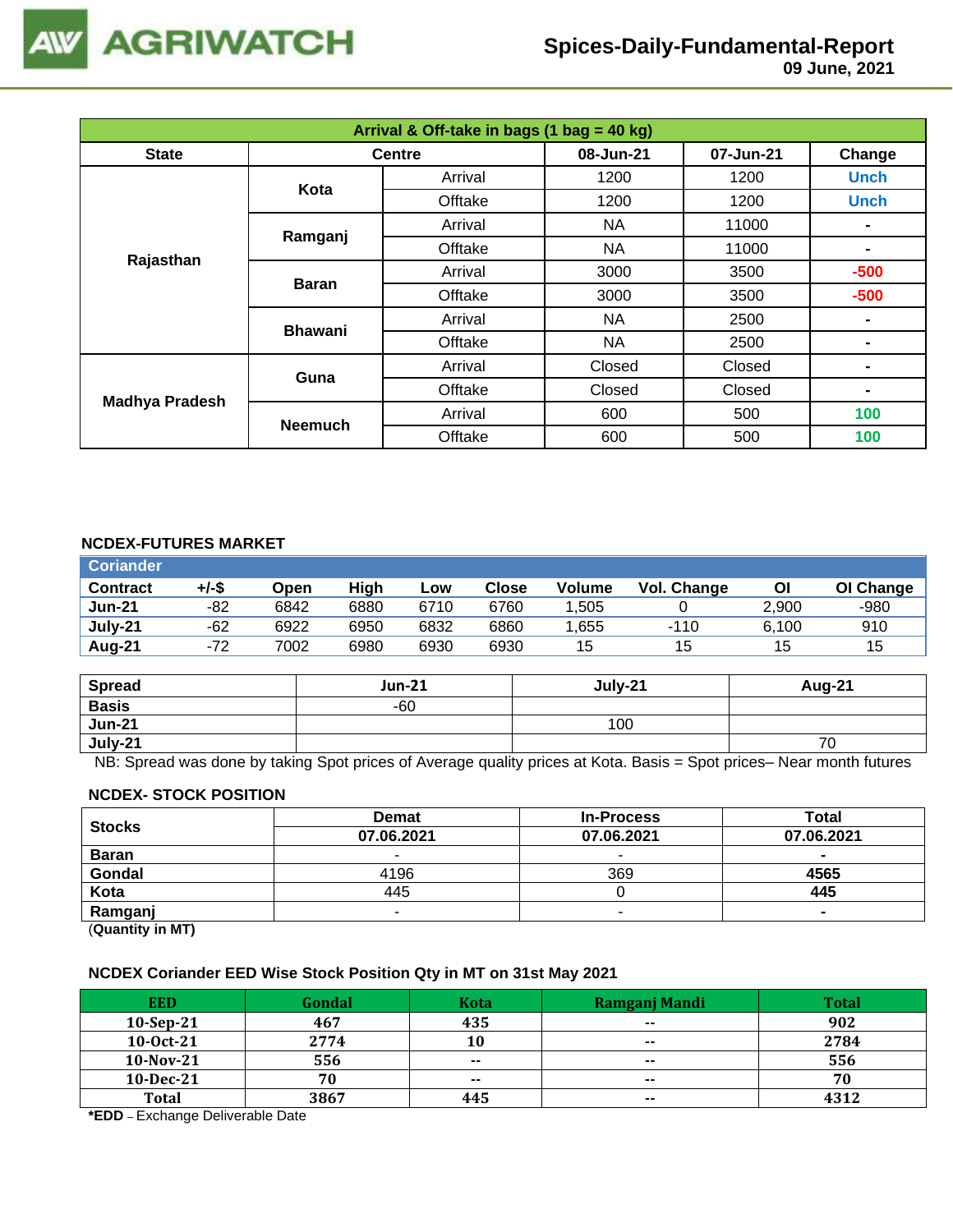# Spices-Daily-Fundamental-Report

09 June, 2021

| Arrival & Off-take in bags (1 bag = 40 kg) | | | | | |
|---|---|---|---|---|---|
| **State** | **Centre** | | **08-Jun-21** | **07-Jun-21** | **Change** |
| **Rajasthan** | **Kota** | Arrival | 1200 | 1200 | Unch |
| | | Offtake | 1200 | 1200 | Unch |
| | **Ramganj** | Arrival | NA | 11000 | - |
| | | Offtake | NA | 11000 | - |
| | **Baran** | Arrival | 3000 | 3500 | -500 |
| | | Offtake | 3000 | 3500 | -500 |
| | **Bhawani** | Arrival | NA | 2500 | - |
| | | Offtake | NA | 2500 | - |
| **Madhya Pradesh** | **Guna** | Arrival | Closed | Closed | - |
| | | Offtake | Closed | Closed | - |
| | **Neemuch** | Arrival | 600 | 500 | 100 |
| | | Offtake | 600 | 500 | 100 |

## NCDEX-FUTURES MARKET

| Coriander | | | | | | | | | |
|---|---|---|---|---|---|---|---|---|---|
| **Contract** | **+/-$** | **Open** | **High** | **Low** | **Close** | **Volume** | **Vol. Change** | **OI** | **OI Change** |
| **Jun-21** | -82 | 6842 | 6880 | 6710 | 6760 | 1,505 | 0 | 2,900 | -980 |
| **July-21** | -62 | 6922 | 6950 | 6832 | 6860 | 1,655 | -110 | 6,100 | 910 |
| **Aug-21** | -72 | 7002 | 6980 | 6930 | 6930 | 15 | 15 | 15 | 15 |

| **Spread** | **Jun-21** | **July-21** | **Aug-21** |
|---|---|---|---|
| **Basis** | -60 | | |
| **Jun-21** | | 100 | |
| **July-21** | | | 70 |

NB: Spread was done by taking Spot prices of Average quality prices at Kota. Basis = Spot prices– Near month futures

## NCDEX- STOCK POSITION

| **Stocks** | **Demat** | **In-Process** | **Total** |
|---|---|---|---|
| | **07.06.2021** | **07.06.2021** | **07.06.2021** |
| **Baran** | - | - | **-** |
| **Gondal** | 4196 | 369 | **4565** |
| **Kota** | 445 | 0 | **445** |
| **Ramganj** | - | - | **-** |

(**Quantity in MT**)

## NCDEX Coriander EED Wise Stock Position Qty in MT on 31st May 2021

| **EED** | **Gondal** | **Kota** | **Ramganj Mandi** | **Total** |
|---|---|---|---|---|
| **10-Sep-21** | **467** | **435** | **--** | **902** |
| **10-Oct-21** | **2774** | **10** | **--** | **2784** |
| **10-Nov-21** | **556** | **--** | **--** | **556** |
| **10-Dec-21** | **70** | **--** | **--** | **70** |
| **Total** | **3867** | **445** | **--** | **4312** |

***EDD** – Exchange Deliverable Date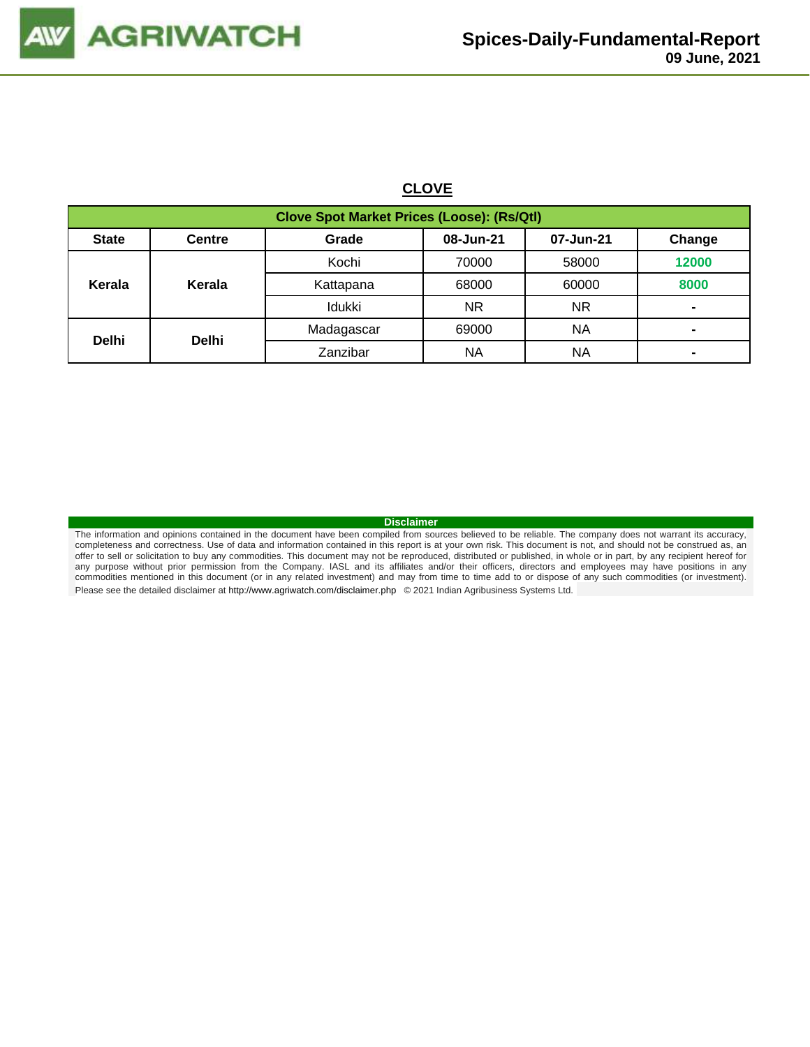## CLOVE

| Clove Spot Market Prices (Loose): (Rs/Qtl) | | | | | |
|---|---|---|---|---|---|
| **State** | **Centre** | **Grade** | **08-Jun-21** | **07-Jun-21** | **Change** |
| **Kerala** | **Kerala** | Kochi | 70000 | 58000 | **12000** |
| | | Kattapana | 68000 | 60000 | **8000** |
| | | Idukki | NR | NR | - |
| **Delhi** | **Delhi** | Madagascar | 69000 | NA | - |
| | | Zanzibar | NA | NA | - |

**Disclaimer**

The information and opinions contained in the document have been compiled from sources believed to be reliable. The company does not warrant its accuracy, completeness and correctness. Use of data and information contained in this report is at your own risk. This document is not, and should not be construed as, an offer to sell or solicitation to buy any commodities. This document may not be reproduced, distributed or published, in whole or in part, by any recipient hereof for any purpose without prior permission from the Company. IASL and its affiliates and/or their officers, directors and employees may have positions in any commodities mentioned in this document (or in any related investment) and may from time to time add to or dispose of any such commodities (or investment). Please see the detailed disclaimer at http://www.agriwatch.com/disclaimer.php © 2021 Indian Agribusiness Systems Ltd.